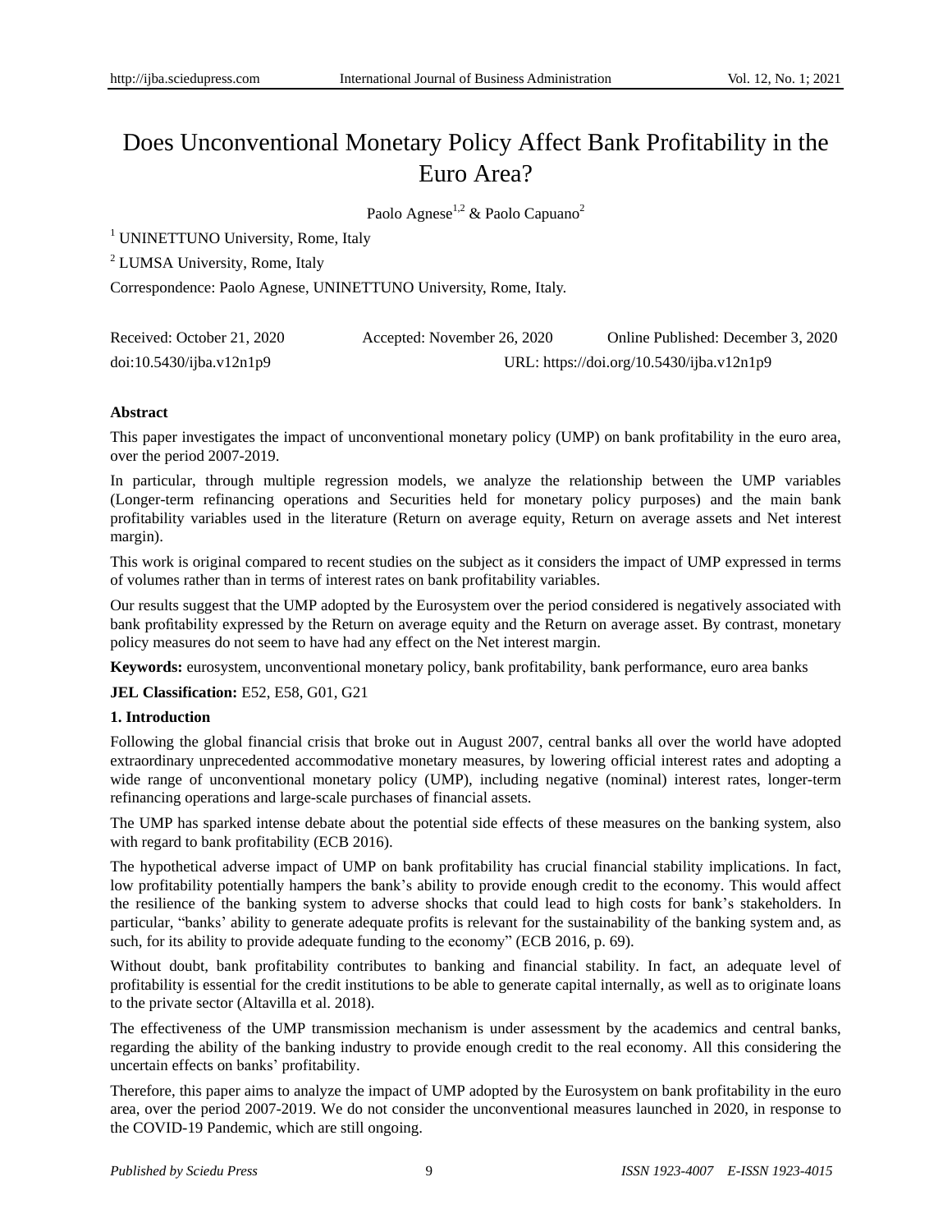# Does Unconventional Monetary Policy Affect Bank Profitability in the Euro Area?

Paolo Agnese[1,2] & Paolo Capuano[2]

[1] UNINETTUNO University, Rome, Italy

[2] LUMSA University, Rome, Italy

Correspondence: Paolo Agnese, UNINETTUNO University, Rome, Italy.

Received: October 21, 2020 Accepted: November 26, 2020 Online Published: December 3, 2020

doi:10.5430/ijba.v12n1p9 URL: https://doi.org/10.5430/ijba.v12n1p9

**Abstract**

This paper investigates the impact of unconventional monetary policy (UMP) on bank profitability in the euro area, over the period 2007-2019.

In particular, through multiple regression models, we analyze the relationship between the UMP variables (Longer-term refinancing operations and Securities held for monetary policy purposes) and the main bank profitability variables used in the literature (Return on average equity, Return on average assets and Net interest margin).

This work is original compared to recent studies on the subject as it considers the impact of UMP expressed in terms of volumes rather than in terms of interest rates on bank profitability variables.

Our results suggest that the UMP adopted by the Eurosystem over the period considered is negatively associated with bank profitability expressed by the Return on average equity and the Return on average asset. By contrast, monetary policy measures do not seem to have had any effect on the Net interest margin.

**Keywords:** eurosystem, unconventional monetary policy, bank profitability, bank performance, euro area banks

**JEL Classification:** E52, E58, G01, G21

## 1. Introduction

Following the global financial crisis that broke out in August 2007, central banks all over the world have adopted extraordinary unprecedented accommodative monetary measures, by lowering official interest rates and adopting a wide range of unconventional monetary policy (UMP), including negative (nominal) interest rates, longer-term refinancing operations and large-scale purchases of financial assets.

The UMP has sparked intense debate about the potential side effects of these measures on the banking system, also with regard to bank profitability (ECB 2016).

The hypothetical adverse impact of UMP on bank profitability has crucial financial stability implications. In fact, low profitability potentially hampers the bank's ability to provide enough credit to the economy. This would affect the resilience of the banking system to adverse shocks that could lead to high costs for bank's stakeholders. In particular, "banks' ability to generate adequate profits is relevant for the sustainability of the banking system and, as such, for its ability to provide adequate funding to the economy" (ECB 2016, p. 69).

Without doubt, bank profitability contributes to banking and financial stability. In fact, an adequate level of profitability is essential for the credit institutions to be able to generate capital internally, as well as to originate loans to the private sector (Altavilla et al. 2018).

The effectiveness of the UMP transmission mechanism is under assessment by the academics and central banks, regarding the ability of the banking industry to provide enough credit to the real economy. All this considering the uncertain effects on banks' profitability.

Therefore, this paper aims to analyze the impact of UMP adopted by the Eurosystem on bank profitability in the euro area, over the period 2007-2019. We do not consider the unconventional measures launched in 2020, in response to the COVID-19 Pandemic, which are still ongoing.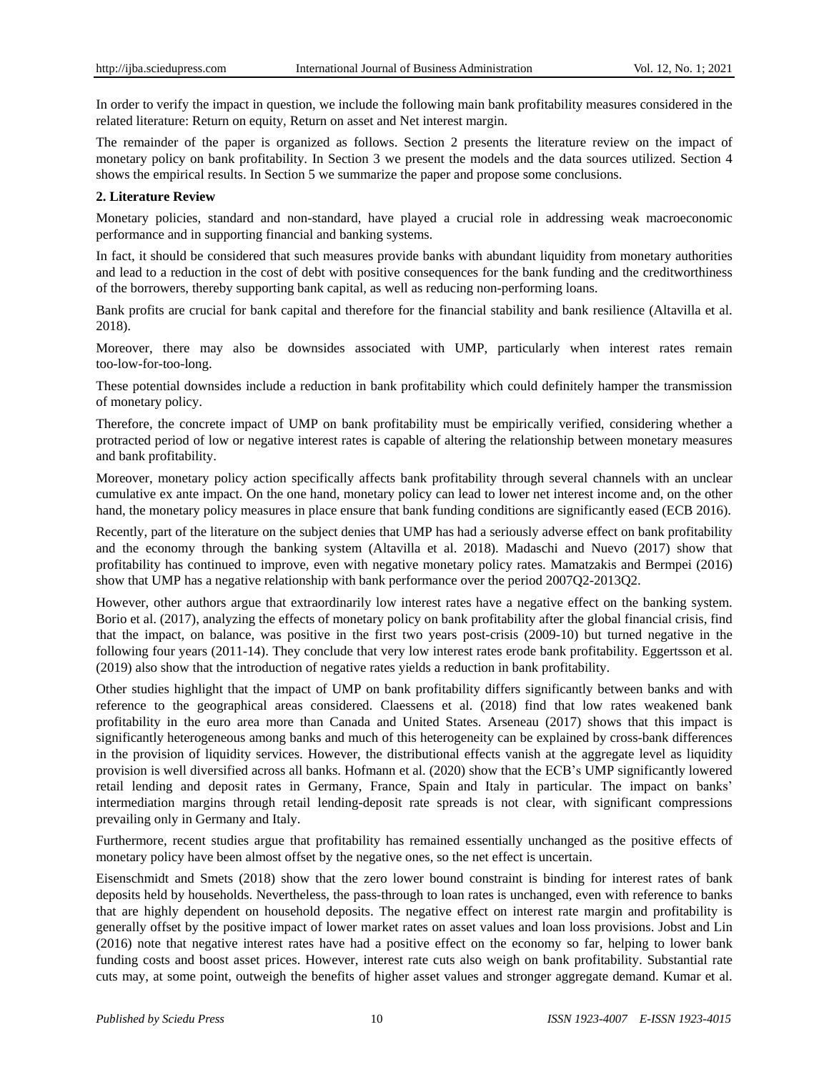In order to verify the impact in question, we include the following main bank profitability measures considered in the related literature: Return on equity, Return on asset and Net interest margin.

The remainder of the paper is organized as follows. Section 2 presents the literature review on the impact of monetary policy on bank profitability. In Section 3 we present the models and the data sources utilized. Section 4 shows the empirical results. In Section 5 we summarize the paper and propose some conclusions.

## 2. Literature Review

Monetary policies, standard and non-standard, have played a crucial role in addressing weak macroeconomic performance and in supporting financial and banking systems.

In fact, it should be considered that such measures provide banks with abundant liquidity from monetary authorities and lead to a reduction in the cost of debt with positive consequences for the bank funding and the creditworthiness of the borrowers, thereby supporting bank capital, as well as reducing non-performing loans.

Bank profits are crucial for bank capital and therefore for the financial stability and bank resilience (Altavilla et al. 2018).

Moreover, there may also be downsides associated with UMP, particularly when interest rates remain too-low-for-too-long.

These potential downsides include a reduction in bank profitability which could definitely hamper the transmission of monetary policy.

Therefore, the concrete impact of UMP on bank profitability must be empirically verified, considering whether a protracted period of low or negative interest rates is capable of altering the relationship between monetary measures and bank profitability.

Moreover, monetary policy action specifically affects bank profitability through several channels with an unclear cumulative ex ante impact. On the one hand, monetary policy can lead to lower net interest income and, on the other hand, the monetary policy measures in place ensure that bank funding conditions are significantly eased (ECB 2016).

Recently, part of the literature on the subject denies that UMP has had a seriously adverse effect on bank profitability and the economy through the banking system (Altavilla et al. 2018). Madaschi and Nuevo (2017) show that profitability has continued to improve, even with negative monetary policy rates. Mamatzakis and Bermpei (2016) show that UMP has a negative relationship with bank performance over the period 2007Q2-2013Q2.

However, other authors argue that extraordinarily low interest rates have a negative effect on the banking system. Borio et al. (2017), analyzing the effects of monetary policy on bank profitability after the global financial crisis, find that the impact, on balance, was positive in the first two years post-crisis (2009-10) but turned negative in the following four years (2011-14). They conclude that very low interest rates erode bank profitability. Eggertsson et al. (2019) also show that the introduction of negative rates yields a reduction in bank profitability.

Other studies highlight that the impact of UMP on bank profitability differs significantly between banks and with reference to the geographical areas considered. Claessens et al. (2018) find that low rates weakened bank profitability in the euro area more than Canada and United States. Arseneau (2017) shows that this impact is significantly heterogeneous among banks and much of this heterogeneity can be explained by cross-bank differences in the provision of liquidity services. However, the distributional effects vanish at the aggregate level as liquidity provision is well diversified across all banks. Hofmann et al. (2020) show that the ECB's UMP significantly lowered retail lending and deposit rates in Germany, France, Spain and Italy in particular. The impact on banks' intermediation margins through retail lending-deposit rate spreads is not clear, with significant compressions prevailing only in Germany and Italy.

Furthermore, recent studies argue that profitability has remained essentially unchanged as the positive effects of monetary policy have been almost offset by the negative ones, so the net effect is uncertain.

Eisenschmidt and Smets (2018) show that the zero lower bound constraint is binding for interest rates of bank deposits held by households. Nevertheless, the pass-through to loan rates is unchanged, even with reference to banks that are highly dependent on household deposits. The negative effect on interest rate margin and profitability is generally offset by the positive impact of lower market rates on asset values and loan loss provisions. Jobst and Lin (2016) note that negative interest rates have had a positive effect on the economy so far, helping to lower bank funding costs and boost asset prices. However, interest rate cuts also weigh on bank profitability. Substantial rate cuts may, at some point, outweigh the benefits of higher asset values and stronger aggregate demand. Kumar et al.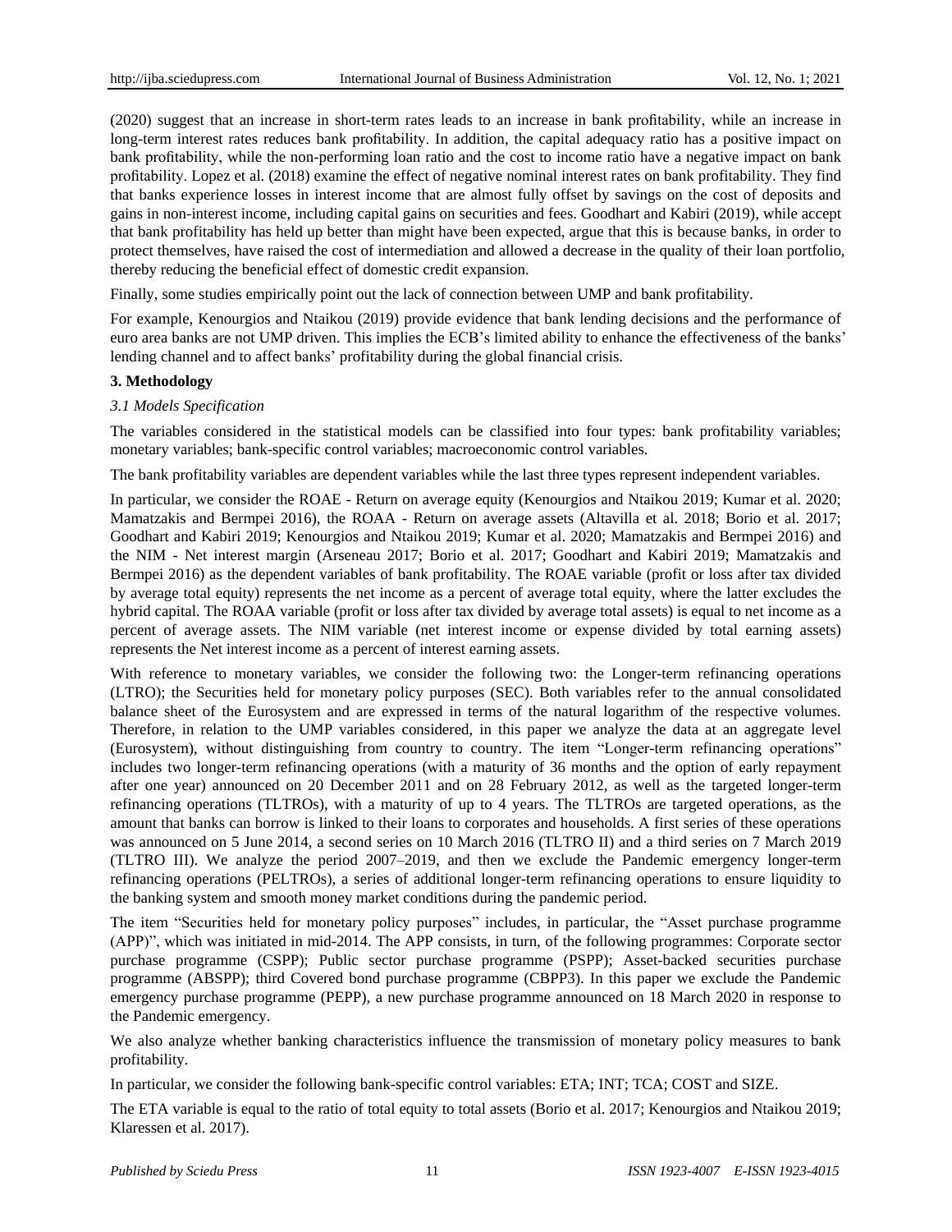(2020) suggest that an increase in short-term rates leads to an increase in bank profitability, while an increase in long-term interest rates reduces bank profitability. In addition, the capital adequacy ratio has a positive impact on bank profitability, while the non-performing loan ratio and the cost to income ratio have a negative impact on bank profitability. Lopez et al. (2018) examine the effect of negative nominal interest rates on bank profitability. They find that banks experience losses in interest income that are almost fully offset by savings on the cost of deposits and gains in non-interest income, including capital gains on securities and fees. Goodhart and Kabiri (2019), while accept that bank profitability has held up better than might have been expected, argue that this is because banks, in order to protect themselves, have raised the cost of intermediation and allowed a decrease in the quality of their loan portfolio, thereby reducing the beneficial effect of domestic credit expansion.

Finally, some studies empirically point out the lack of connection between UMP and bank profitability.

For example, Kenourgios and Ntaikou (2019) provide evidence that bank lending decisions and the performance of euro area banks are not UMP driven. This implies the ECB's limited ability to enhance the effectiveness of the banks' lending channel and to affect banks' profitability during the global financial crisis.

## 3. Methodology

### *3.1 Models Specification*

The variables considered in the statistical models can be classified into four types: bank profitability variables; monetary variables; bank-specific control variables; macroeconomic control variables.

The bank profitability variables are dependent variables while the last three types represent independent variables.

In particular, we consider the ROAE - Return on average equity (Kenourgios and Ntaikou 2019; Kumar et al. 2020; Mamatzakis and Bermpei 2016), the ROAA - Return on average assets (Altavilla et al. 2018; Borio et al. 2017; Goodhart and Kabiri 2019; Kenourgios and Ntaikou 2019; Kumar et al. 2020; Mamatzakis and Bermpei 2016) and the NIM - Net interest margin (Arseneau 2017; Borio et al. 2017; Goodhart and Kabiri 2019; Mamatzakis and Bermpei 2016) as the dependent variables of bank profitability. The ROAE variable (profit or loss after tax divided by average total equity) represents the net income as a percent of average total equity, where the latter excludes the hybrid capital. The ROAA variable (profit or loss after tax divided by average total assets) is equal to net income as a percent of average assets. The NIM variable (net interest income or expense divided by total earning assets) represents the Net interest income as a percent of interest earning assets.

With reference to monetary variables, we consider the following two: the Longer-term refinancing operations (LTRO); the Securities held for monetary policy purposes (SEC). Both variables refer to the annual consolidated balance sheet of the Eurosystem and are expressed in terms of the natural logarithm of the respective volumes. Therefore, in relation to the UMP variables considered, in this paper we analyze the data at an aggregate level (Eurosystem), without distinguishing from country to country. The item "Longer-term refinancing operations" includes two longer-term refinancing operations (with a maturity of 36 months and the option of early repayment after one year) announced on 20 December 2011 and on 28 February 2012, as well as the targeted longer-term refinancing operations (TLTROs), with a maturity of up to 4 years. The TLTROs are targeted operations, as the amount that banks can borrow is linked to their loans to corporates and households. A first series of these operations was announced on 5 June 2014, a second series on 10 March 2016 (TLTRO II) and a third series on 7 March 2019 (TLTRO III). We analyze the period 2007–2019, and then we exclude the Pandemic emergency longer-term refinancing operations (PELTROs), a series of additional longer-term refinancing operations to ensure liquidity to the banking system and smooth money market conditions during the pandemic period.

The item "Securities held for monetary policy purposes" includes, in particular, the "Asset purchase programme (APP)", which was initiated in mid-2014. The APP consists, in turn, of the following programmes: Corporate sector purchase programme (CSPP); Public sector purchase programme (PSPP); Asset-backed securities purchase programme (ABSPP); third Covered bond purchase programme (CBPP3). In this paper we exclude the Pandemic emergency purchase programme (PEPP), a new purchase programme announced on 18 March 2020 in response to the Pandemic emergency.

We also analyze whether banking characteristics influence the transmission of monetary policy measures to bank profitability.

In particular, we consider the following bank-specific control variables: ETA; INT; TCA; COST and SIZE.

The ETA variable is equal to the ratio of total equity to total assets (Borio et al. 2017; Kenourgios and Ntaikou 2019; Klaressen et al. 2017).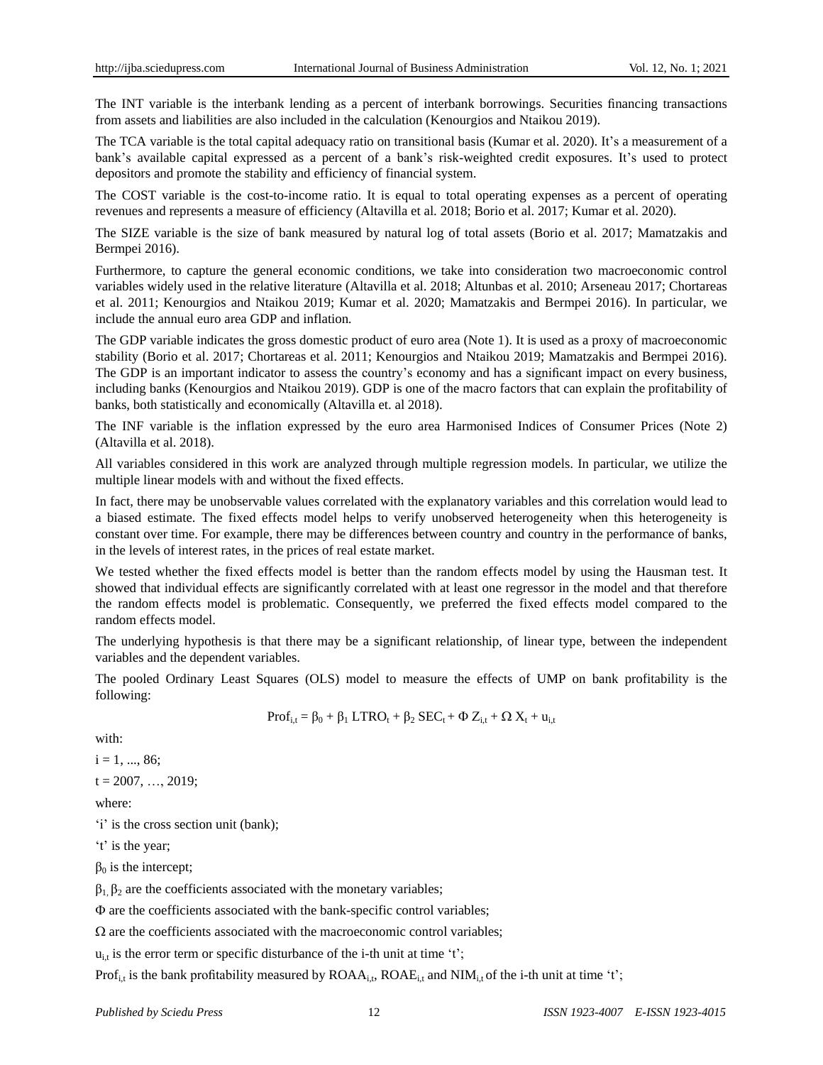The INT variable is the interbank lending as a percent of interbank borrowings. Securities financing transactions from assets and liabilities are also included in the calculation (Kenourgios and Ntaikou 2019).

The TCA variable is the total capital adequacy ratio on transitional basis (Kumar et al. 2020). It's a measurement of a bank's available capital expressed as a percent of a bank's risk-weighted credit exposures. It's used to protect depositors and promote the stability and efficiency of financial system.

The COST variable is the cost-to-income ratio. It is equal to total operating expenses as a percent of operating revenues and represents a measure of efficiency (Altavilla et al. 2018; Borio et al. 2017; Kumar et al. 2020).

The SIZE variable is the size of bank measured by natural log of total assets (Borio et al. 2017; Mamatzakis and Bermpei 2016).

Furthermore, to capture the general economic conditions, we take into consideration two macroeconomic control variables widely used in the relative literature (Altavilla et al. 2018; Altunbas et al. 2010; Arseneau 2017; Chortareas et al. 2011; Kenourgios and Ntaikou 2019; Kumar et al. 2020; Mamatzakis and Bermpei 2016). In particular, we include the annual euro area GDP and inflation.

The GDP variable indicates the gross domestic product of euro area (Note 1). It is used as a proxy of macroeconomic stability (Borio et al. 2017; Chortareas et al. 2011; Kenourgios and Ntaikou 2019; Mamatzakis and Bermpei 2016). The GDP is an important indicator to assess the country's economy and has a significant impact on every business, including banks (Kenourgios and Ntaikou 2019). GDP is one of the macro factors that can explain the profitability of banks, both statistically and economically (Altavilla et. al 2018).

The INF variable is the inflation expressed by the euro area Harmonised Indices of Consumer Prices (Note 2) (Altavilla et al. 2018).

All variables considered in this work are analyzed through multiple regression models. In particular, we utilize the multiple linear models with and without the fixed effects.

In fact, there may be unobservable values correlated with the explanatory variables and this correlation would lead to a biased estimate. The fixed effects model helps to verify unobserved heterogeneity when this heterogeneity is constant over time. For example, there may be differences between country and country in the performance of banks, in the levels of interest rates, in the prices of real estate market.

We tested whether the fixed effects model is better than the random effects model by using the Hausman test. It showed that individual effects are significantly correlated with at least one regressor in the model and that therefore the random effects model is problematic. Consequently, we preferred the fixed effects model compared to the random effects model.

The underlying hypothesis is that there may be a significant relationship, of linear type, between the independent variables and the dependent variables.

The pooled Ordinary Least Squares (OLS) model to measure the effects of UMP on bank profitability is the following:

$$Prof_{i,t} = \beta_0 + \beta_1 \, LTRO_t + \beta_2 \, SEC_t + \Phi \, Z_{i,t} + \Omega \, X_t + u_{i,t}$$

with:

$i = 1, ..., 86$;

$t = 2007, \ldots, 2019$;

where:

'i' is the cross section unit (bank);

't' is the year;

$\beta_0$ is the intercept;

$\beta_1$, $\beta_2$ are the coefficients associated with the monetary variables;

$\Phi$ are the coefficients associated with the bank-specific control variables;

$\Omega$ are the coefficients associated with the macroeconomic control variables;

$u_{i,t}$ is the error term or specific disturbance of the i-th unit at time 't';

$Prof_{i,t}$ is the bank profitability measured by $ROAA_{i,t}$, $ROAE_{i,t}$ and $NIM_{i,t}$ of the i-th unit at time 't';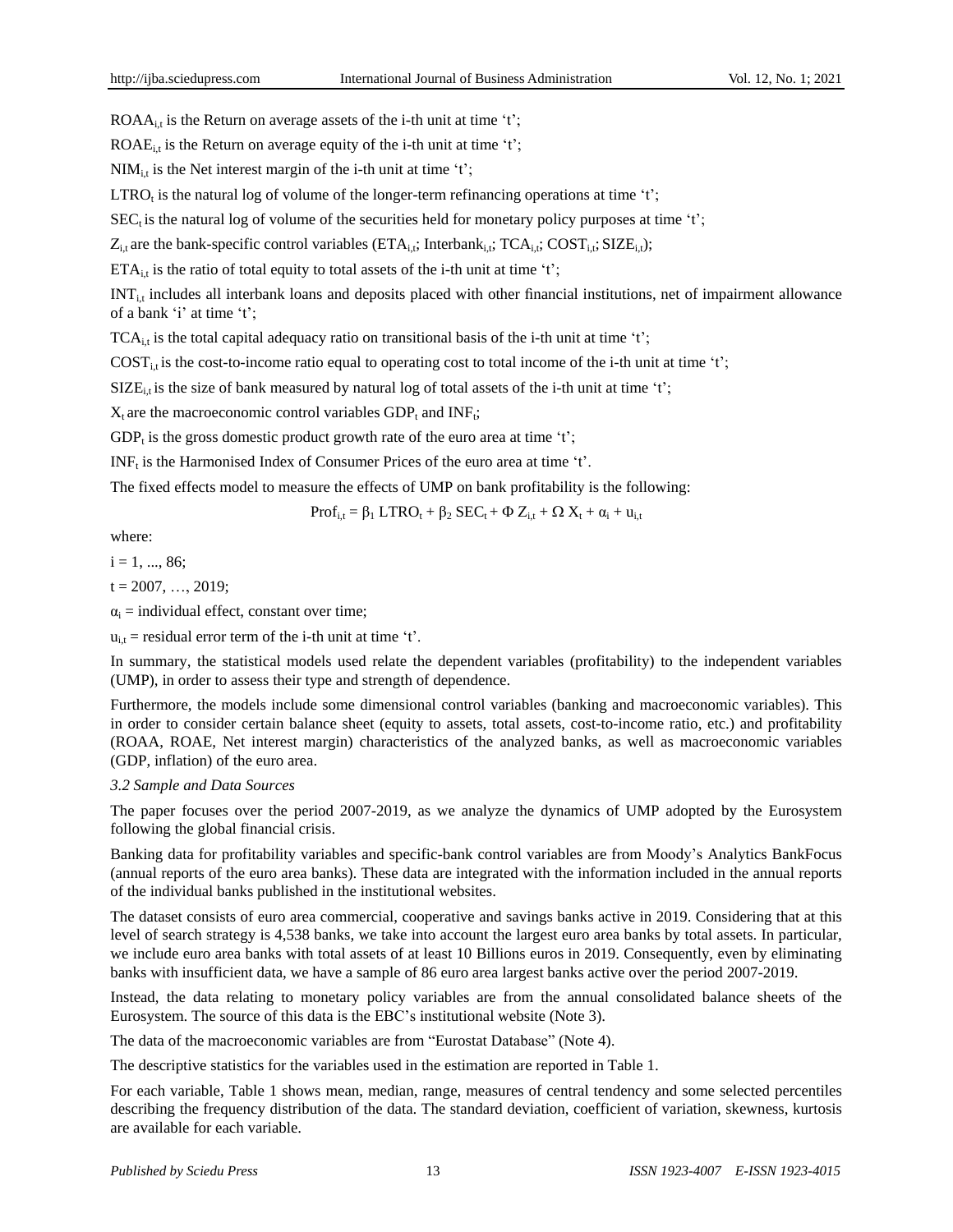$ROAA_{i,t}$ is the Return on average assets of the i-th unit at time 't';

$ROAE_{i,t}$ is the Return on average equity of the i-th unit at time 't';

$NIM_{i,t}$ is the Net interest margin of the i-th unit at time 't';

$LTRO_t$ is the natural log of volume of the longer-term refinancing operations at time 't';

$SEC_t$ is the natural log of volume of the securities held for monetary policy purposes at time 't';

$Z_{i,t}$ are the bank-specific control variables ($ETA_{i,t}$; $Interbank_{i,t}$; $TCA_{i,t}$; $COST_{i,t}$; $SIZE_{i,t}$);

$ETA_{i,t}$ is the ratio of total equity to total assets of the i-th unit at time 't';

$INT_{i,t}$ includes all interbank loans and deposits placed with other financial institutions, net of impairment allowance of a bank 'i' at time 't';

$TCA_{i,t}$ is the total capital adequacy ratio on transitional basis of the i-th unit at time 't';

$COST_{i,t}$ is the cost-to-income ratio equal to operating cost to total income of the i-th unit at time 't';

$SIZE_{i,t}$ is the size of bank measured by natural log of total assets of the i-th unit at time 't';

$X_t$ are the macroeconomic control variables $GDP_t$ and $INF_t$;

$GDP_t$ is the gross domestic product growth rate of the euro area at time 't';

$INF_t$ is the Harmonised Index of Consumer Prices of the euro area at time 't'.

The fixed effects model to measure the effects of UMP on bank profitability is the following:

$$Prof_{i,t} = \beta_1 \, LTRO_t + \beta_2 \, SEC_t + \Phi \, Z_{i,t} + \Omega \, X_t + \alpha_i + u_{i,t}$$

where:

$i = 1, ..., 86$;

$t = 2007, …, 2019$;

$\alpha_i$ = individual effect, constant over time;

$u_{i,t}$ = residual error term of the i-th unit at time 't'.

In summary, the statistical models used relate the dependent variables (profitability) to the independent variables (UMP), in order to assess their type and strength of dependence.

Furthermore, the models include some dimensional control variables (banking and macroeconomic variables). This in order to consider certain balance sheet (equity to assets, total assets, cost-to-income ratio, etc.) and profitability (ROAA, ROAE, Net interest margin) characteristics of the analyzed banks, as well as macroeconomic variables (GDP, inflation) of the euro area.

### *3.2 Sample and Data Sources*

The paper focuses over the period 2007-2019, as we analyze the dynamics of UMP adopted by the Eurosystem following the global financial crisis.

Banking data for profitability variables and specific-bank control variables are from Moody's Analytics BankFocus (annual reports of the euro area banks). These data are integrated with the information included in the annual reports of the individual banks published in the institutional websites.

The dataset consists of euro area commercial, cooperative and savings banks active in 2019. Considering that at this level of search strategy is 4,538 banks, we take into account the largest euro area banks by total assets. In particular, we include euro area banks with total assets of at least 10 Billions euros in 2019. Consequently, even by eliminating banks with insufficient data, we have a sample of 86 euro area largest banks active over the period 2007-2019.

Instead, the data relating to monetary policy variables are from the annual consolidated balance sheets of the Eurosystem. The source of this data is the EBC's institutional website (Note 3).

The data of the macroeconomic variables are from "Eurostat Database" (Note 4).

The descriptive statistics for the variables used in the estimation are reported in Table 1.

For each variable, Table 1 shows mean, median, range, measures of central tendency and some selected percentiles describing the frequency distribution of the data. The standard deviation, coefficient of variation, skewness, kurtosis are available for each variable.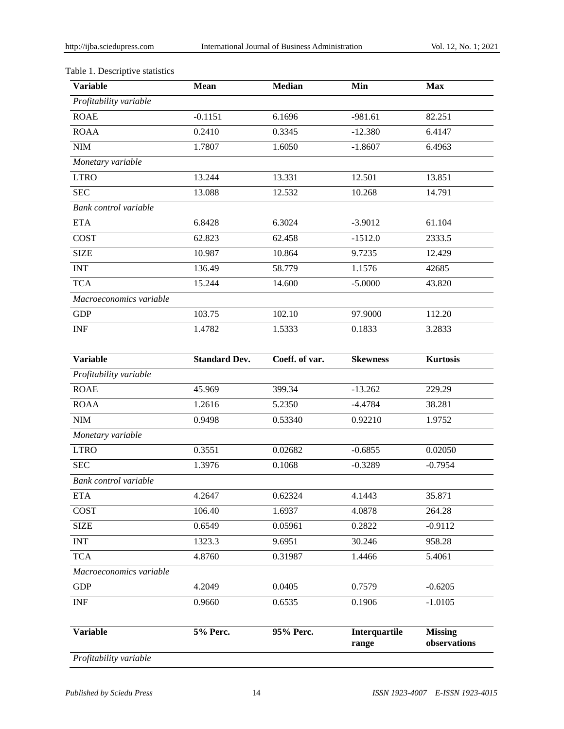Table 1. Descriptive statistics

| Variable | Mean | Median | Min | Max |
|---|---|---|---|---|
| *Profitability variable* | | | | |
| ROAE | -0.1151 | 6.1696 | -981.61 | 82.251 |
| ROAA | 0.2410 | 0.3345 | -12.380 | 6.4147 |
| NIM | 1.7807 | 1.6050 | -1.8607 | 6.4963 |
| *Monetary variable* | | | | |
| LTRO | 13.244 | 13.331 | 12.501 | 13.851 |
| SEC | 13.088 | 12.532 | 10.268 | 14.791 |
| *Bank control variable* | | | | |
| ETA | 6.8428 | 6.3024 | -3.9012 | 61.104 |
| COST | 62.823 | 62.458 | -1512.0 | 2333.5 |
| SIZE | 10.987 | 10.864 | 9.7235 | 12.429 |
| INT | 136.49 | 58.779 | 1.1576 | 42685 |
| TCA | 15.244 | 14.600 | -5.0000 | 43.820 |
| *Macroeconomics variable* | | | | |
| GDP | 103.75 | 102.10 | 97.9000 | 112.20 |
| INF | 1.4782 | 1.5333 | 0.1833 | 3.2833 |

| Variable | Standard Dev. | Coeff. of var. | Skewness | Kurtosis |
|---|---|---|---|---|
| *Profitability variable* | | | | |
| ROAE | 45.969 | 399.34 | -13.262 | 229.29 |
| ROAA | 1.2616 | 5.2350 | -4.4784 | 38.281 |
| NIM | 0.9498 | 0.53340 | 0.92210 | 1.9752 |
| *Monetary variable* | | | | |
| LTRO | 0.3551 | 0.02682 | -0.6855 | 0.02050 |
| SEC | 1.3976 | 0.1068 | -0.3289 | -0.7954 |
| *Bank control variable* | | | | |
| ETA | 4.2647 | 0.62324 | 4.1443 | 35.871 |
| COST | 106.40 | 1.6937 | 4.0878 | 264.28 |
| SIZE | 0.6549 | 0.05961 | 0.2822 | -0.9112 |
| INT | 1323.3 | 9.6951 | 30.246 | 958.28 |
| TCA | 4.8760 | 0.31987 | 1.4466 | 5.4061 |
| *Macroeconomics variable* | | | | |
| GDP | 4.2049 | 0.0405 | 0.7579 | -0.6205 |
| INF | 0.9660 | 0.6535 | 0.1906 | -1.0105 |

| Variable | 5% Perc. | 95% Perc. | Interquartile range | Missing observations |
|---|---|---|---|---|
| *Profitability variable* | | | | |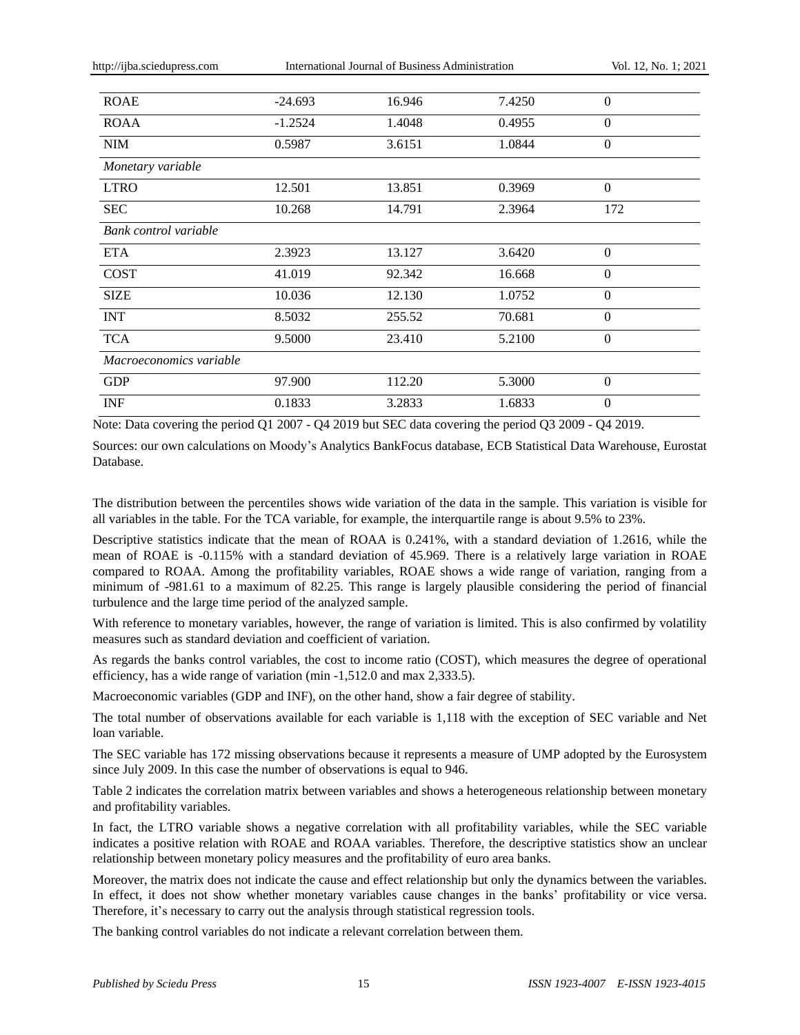| | | | | |
|---|---|---|---|---|
| ROAE | -24.693 | 16.946 | 7.4250 | 0 |
| ROAA | -1.2524 | 1.4048 | 0.4955 | 0 |
| NIM | 0.5987 | 3.6151 | 1.0844 | 0 |
| *Monetary variable* | | | | |
| LTRO | 12.501 | 13.851 | 0.3969 | 0 |
| SEC | 10.268 | 14.791 | 2.3964 | 172 |
| *Bank control variable* | | | | |
| ETA | 2.3923 | 13.127 | 3.6420 | 0 |
| COST | 41.019 | 92.342 | 16.668 | 0 |
| SIZE | 10.036 | 12.130 | 1.0752 | 0 |
| INT | 8.5032 | 255.52 | 70.681 | 0 |
| TCA | 9.5000 | 23.410 | 5.2100 | 0 |
| *Macroeconomics variable* | | | | |
| GDP | 97.900 | 112.20 | 5.3000 | 0 |
| INF | 0.1833 | 3.2833 | 1.6833 | 0 |

Note: Data covering the period Q1 2007 - Q4 2019 but SEC data covering the period Q3 2009 - Q4 2019.

Sources: our own calculations on Moody's Analytics BankFocus database, ECB Statistical Data Warehouse, Eurostat Database.

The distribution between the percentiles shows wide variation of the data in the sample. This variation is visible for all variables in the table. For the TCA variable, for example, the interquartile range is about 9.5% to 23%.

Descriptive statistics indicate that the mean of ROAA is 0.241%, with a standard deviation of 1.2616, while the mean of ROAE is -0.115% with a standard deviation of 45.969. There is a relatively large variation in ROAE compared to ROAA. Among the profitability variables, ROAE shows a wide range of variation, ranging from a minimum of -981.61 to a maximum of 82.25. This range is largely plausible considering the period of financial turbulence and the large time period of the analyzed sample.

With reference to monetary variables, however, the range of variation is limited. This is also confirmed by volatility measures such as standard deviation and coefficient of variation.

As regards the banks control variables, the cost to income ratio (COST), which measures the degree of operational efficiency, has a wide range of variation (min -1,512.0 and max 2,333.5).

Macroeconomic variables (GDP and INF), on the other hand, show a fair degree of stability.

The total number of observations available for each variable is 1,118 with the exception of SEC variable and Net loan variable.

The SEC variable has 172 missing observations because it represents a measure of UMP adopted by the Eurosystem since July 2009. In this case the number of observations is equal to 946.

Table 2 indicates the correlation matrix between variables and shows a heterogeneous relationship between monetary and profitability variables.

In fact, the LTRO variable shows a negative correlation with all profitability variables, while the SEC variable indicates a positive relation with ROAE and ROAA variables. Therefore, the descriptive statistics show an unclear relationship between monetary policy measures and the profitability of euro area banks.

Moreover, the matrix does not indicate the cause and effect relationship but only the dynamics between the variables. In effect, it does not show whether monetary variables cause changes in the banks' profitability or vice versa. Therefore, it's necessary to carry out the analysis through statistical regression tools.

The banking control variables do not indicate a relevant correlation between them.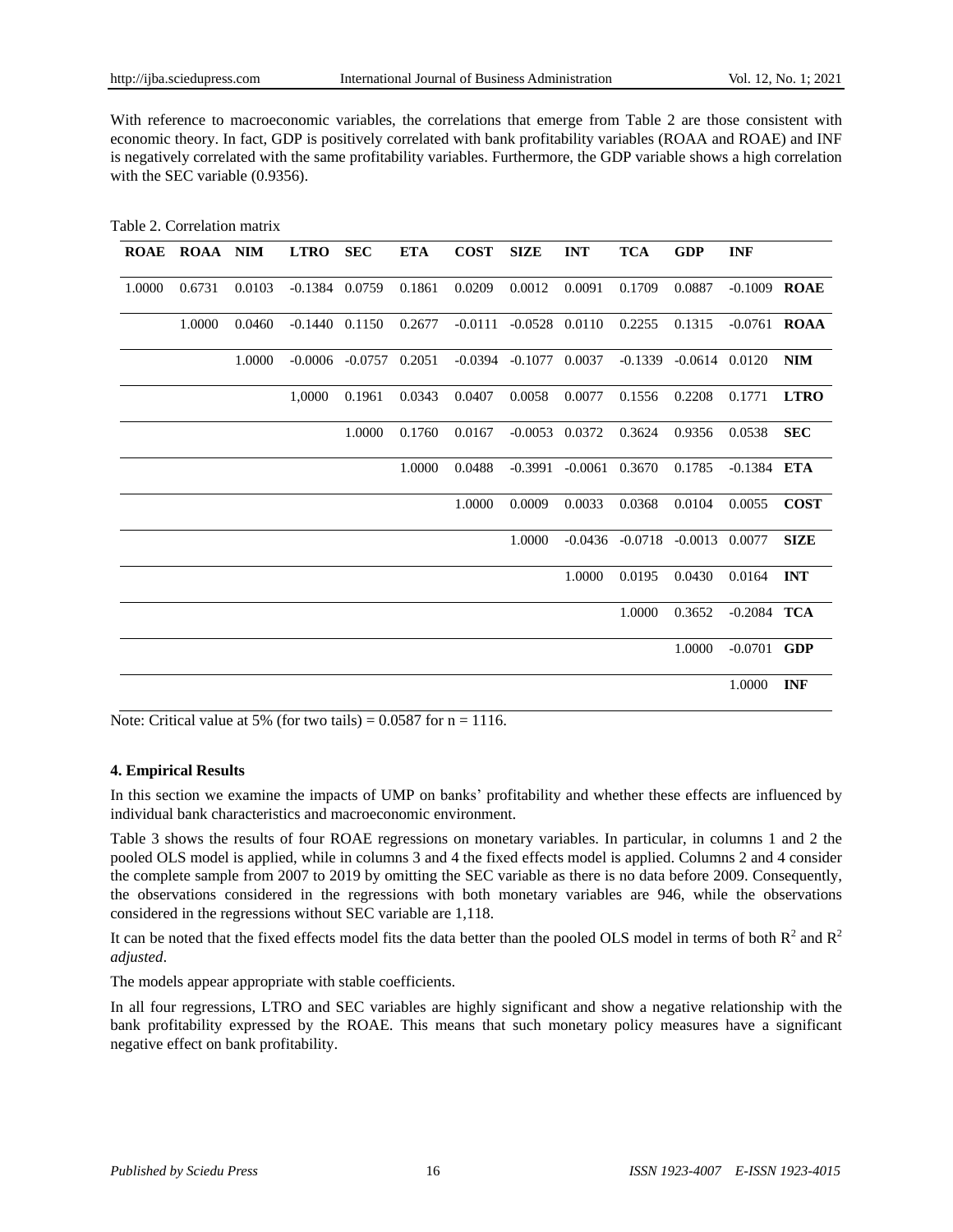With reference to macroeconomic variables, the correlations that emerge from Table 2 are those consistent with economic theory. In fact, GDP is positively correlated with bank profitability variables (ROAA and ROAE) and INF is negatively correlated with the same profitability variables. Furthermore, the GDP variable shows a high correlation with the SEC variable (0.9356).

Table 2. Correlation matrix

| ROAE | ROAA | NIM | LTRO | SEC | ETA | COST | SIZE | INT | TCA | GDP | INF | |
|---|---|---|---|---|---|---|---|---|---|---|---|---|
| 1.0000 | 0.6731 | 0.0103 | -0.1384 | 0.0759 | 0.1861 | 0.0209 | 0.0012 | 0.0091 | 0.1709 | 0.0887 | -0.1009 | **ROAE** |
| | 1.0000 | 0.0460 | -0.1440 | 0.1150 | 0.2677 | -0.0111 | -0.0528 | 0.0110 | 0.2255 | 0.1315 | -0.0761 | **ROAA** |
| | | 1.0000 | -0.0006 | -0.0757 | 0.2051 | -0.0394 | -0.1077 | 0.0037 | -0.1339 | -0.0614 | 0.0120 | **NIM** |
| | | | 1,0000 | 0.1961 | 0.0343 | 0.0407 | 0.0058 | 0.0077 | 0.1556 | 0.2208 | 0.1771 | **LTRO** |
| | | | | 1.0000 | 0.1760 | 0.0167 | -0.0053 | 0.0372 | 0.3624 | 0.9356 | 0.0538 | **SEC** |
| | | | | | 1.0000 | 0.0488 | -0.3991 | -0.0061 | 0.3670 | 0.1785 | -0.1384 | **ETA** |
| | | | | | | 1.0000 | 0.0009 | 0.0033 | 0.0368 | 0.0104 | 0.0055 | **COST** |
| | | | | | | | 1.0000 | -0.0436 | -0.0718 | -0.0013 | 0.0077 | **SIZE** |
| | | | | | | | | 1.0000 | 0.0195 | 0.0430 | 0.0164 | **INT** |
| | | | | | | | | | 1.0000 | 0.3652 | -0.2084 | **TCA** |
| | | | | | | | | | | 1.0000 | -0.0701 | **GDP** |
| | | | | | | | | | | | 1.0000 | **INF** |

Note: Critical value at 5% (for two tails) = 0.0587 for n = 1116.

## 4. Empirical Results

In this section we examine the impacts of UMP on banks' profitability and whether these effects are influenced by individual bank characteristics and macroeconomic environment.

Table 3 shows the results of four ROAE regressions on monetary variables. In particular, in columns 1 and 2 the pooled OLS model is applied, while in columns 3 and 4 the fixed effects model is applied. Columns 2 and 4 consider the complete sample from 2007 to 2019 by omitting the SEC variable as there is no data before 2009. Consequently, the observations considered in the regressions with both monetary variables are 946, while the observations considered in the regressions without SEC variable are 1,118.

It can be noted that the fixed effects model fits the data better than the pooled OLS model in terms of both $R^2$ and $R^2$ *adjusted*.

The models appear appropriate with stable coefficients.

In all four regressions, LTRO and SEC variables are highly significant and show a negative relationship with the bank profitability expressed by the ROAE. This means that such monetary policy measures have a significant negative effect on bank profitability.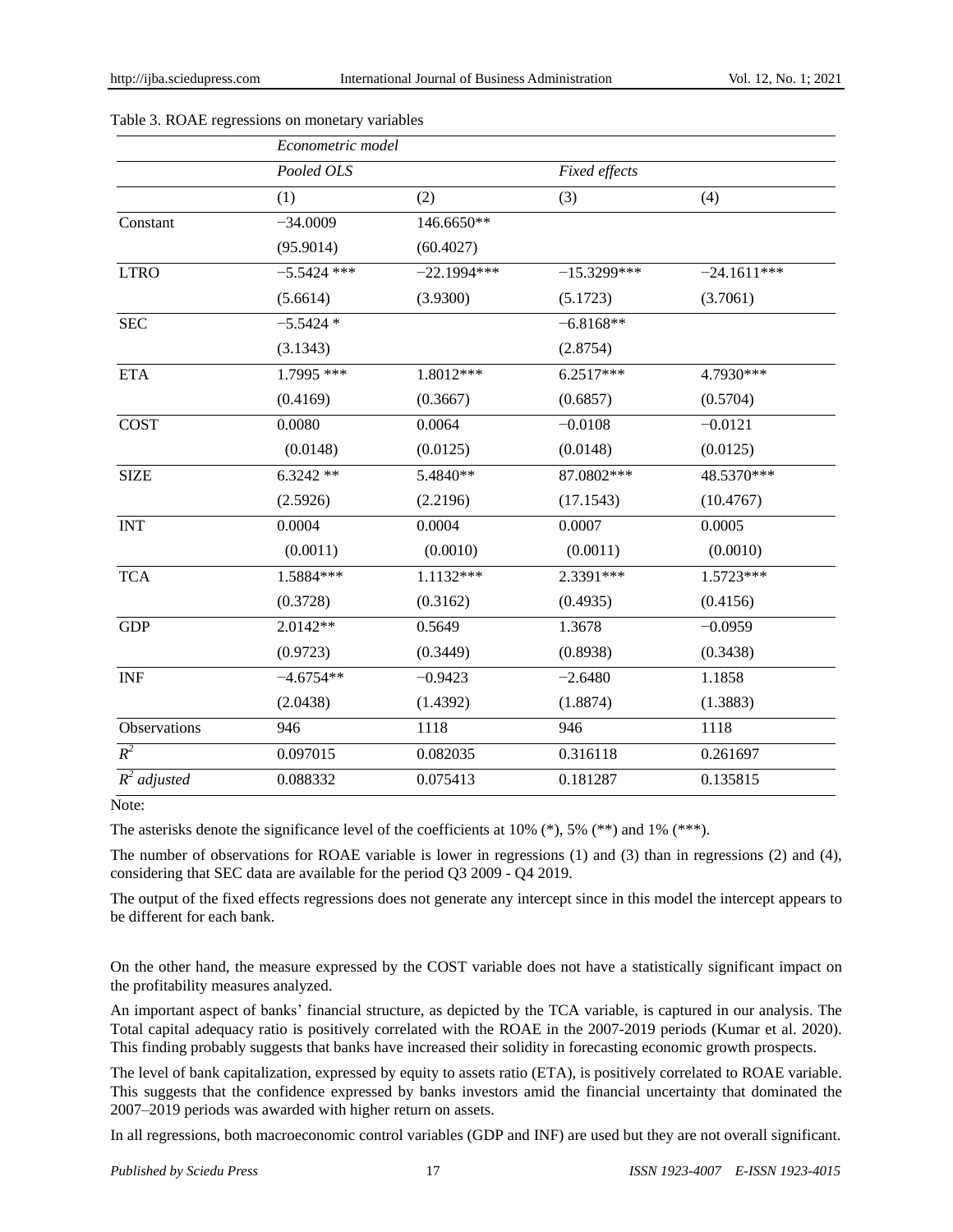Table 3. ROAE regressions on monetary variables

| | *Econometric model* | | | |
|---|---|---|---|---|
| | *Pooled OLS* | | *Fixed effects* | |
| | (1) | (2) | (3) | (4) |
| Constant | −34.0009 | 146.6650** | | |
| | (95.9014) | (60.4027) | | |
| LTRO | −5.5424 *** | −22.1994*** | −15.3299*** | −24.1611*** |
| | (5.6614) | (3.9300) | (5.1723) | (3.7061) |
| SEC | −5.5424 * | | −6.8168** | |
| | (3.1343) | | (2.8754) | |
| ETA | 1.7995 *** | 1.8012*** | 6.2517*** | 4.7930*** |
| | (0.4169) | (0.3667) | (0.6857) | (0.5704) |
| COST | 0.0080 | 0.0064 | −0.0108 | −0.0121 |
| | (0.0148) | (0.0125) | (0.0148) | (0.0125) |
| SIZE | 6.3242 ** | 5.4840** | 87.0802*** | 48.5370*** |
| | (2.5926) | (2.2196) | (17.1543) | (10.4767) |
| INT | 0.0004 | 0.0004 | 0.0007 | 0.0005 |
| | (0.0011) | (0.0010) | (0.0011) | (0.0010) |
| TCA | 1.5884*** | 1.1132*** | 2.3391*** | 1.5723*** |
| | (0.3728) | (0.3162) | (0.4935) | (0.4156) |
| GDP | 2.0142** | 0.5649 | 1.3678 | −0.0959 |
| | (0.9723) | (0.3449) | (0.8938) | (0.3438) |
| INF | −4.6754** | −0.9423 | −2.6480 | 1.1858 |
| | (2.0438) | (1.4392) | (1.8874) | (1.3883) |
| Observations | 946 | 1118 | 946 | 1118 |
| $R^2$ | 0.097015 | 0.082035 | 0.316118 | 0.261697 |
| $R^2$ *adjusted* | 0.088332 | 0.075413 | 0.181287 | 0.135815 |

Note:

The asterisks denote the significance level of the coefficients at 10% (*), 5% (**) and 1% (***).

The number of observations for ROAE variable is lower in regressions (1) and (3) than in regressions (2) and (4), considering that SEC data are available for the period Q3 2009 - Q4 2019.

The output of the fixed effects regressions does not generate any intercept since in this model the intercept appears to be different for each bank.

On the other hand, the measure expressed by the COST variable does not have a statistically significant impact on the profitability measures analyzed.

An important aspect of banks' financial structure, as depicted by the TCA variable, is captured in our analysis. The Total capital adequacy ratio is positively correlated with the ROAE in the 2007-2019 periods (Kumar et al. 2020). This finding probably suggests that banks have increased their solidity in forecasting economic growth prospects.

The level of bank capitalization, expressed by equity to assets ratio (ETA), is positively correlated to ROAE variable. This suggests that the confidence expressed by banks investors amid the financial uncertainty that dominated the 2007–2019 periods was awarded with higher return on assets.

In all regressions, both macroeconomic control variables (GDP and INF) are used but they are not overall significant.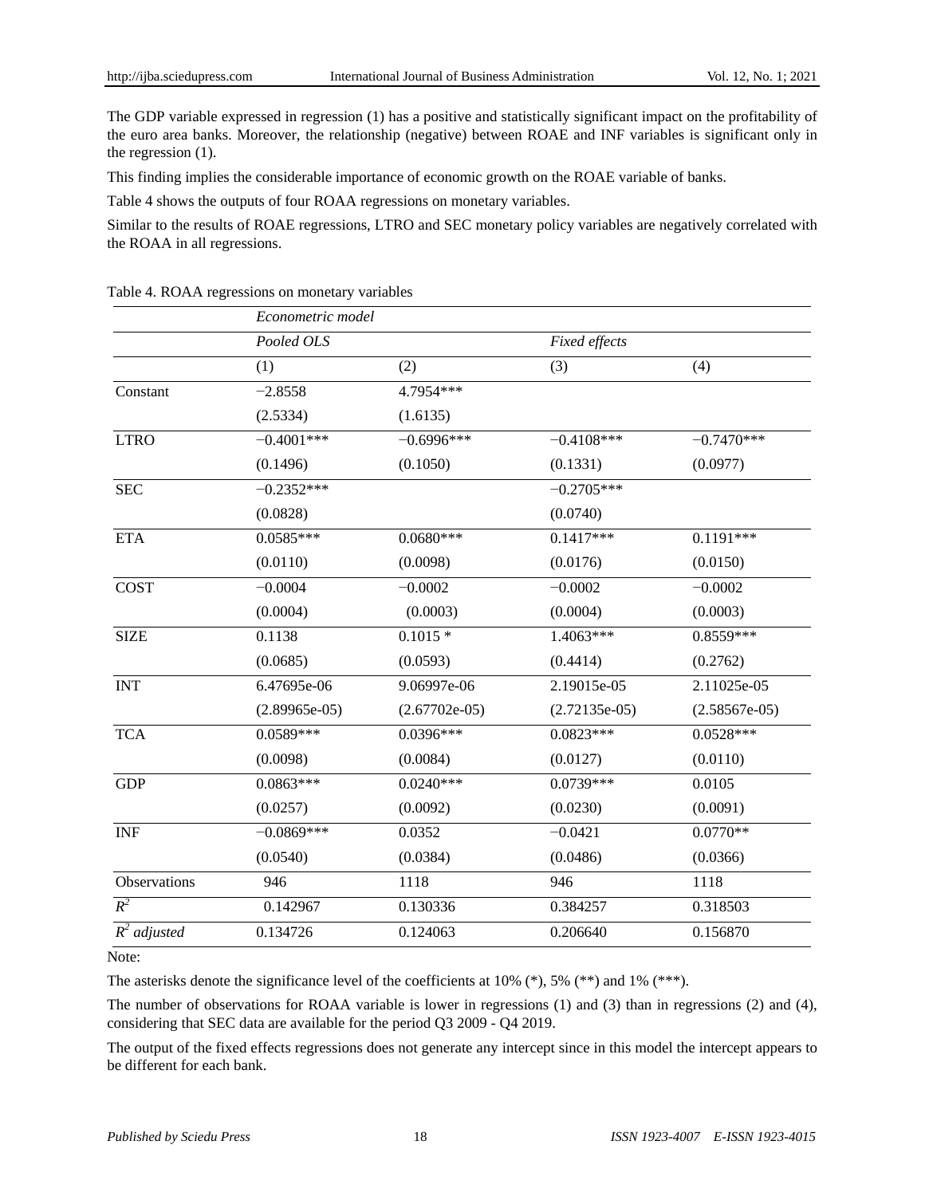The GDP variable expressed in regression (1) has a positive and statistically significant impact on the profitability of the euro area banks. Moreover, the relationship (negative) between ROAE and INF variables is significant only in the regression (1).

This finding implies the considerable importance of economic growth on the ROAE variable of banks.

Table 4 shows the outputs of four ROAA regressions on monetary variables.

Similar to the results of ROAE regressions, LTRO and SEC monetary policy variables are negatively correlated with the ROAA in all regressions.

Table 4. ROAA regressions on monetary variables

| | *Econometric model* | | | |
|---|---|---|---|---|
| | *Pooled OLS* | | *Fixed effects* | |
| | (1) | (2) | (3) | (4) |
| Constant | −2.8558 | 4.7954*** | | |
| | (2.5334) | (1.6135) | | |
| LTRO | −0.4001*** | −0.6996*** | −0.4108*** | −0.7470*** |
| | (0.1496) | (0.1050) | (0.1331) | (0.0977) |
| SEC | −0.2352*** | | −0.2705*** | |
| | (0.0828) | | (0.0740) | |
| ETA | 0.0585*** | 0.0680*** | 0.1417*** | 0.1191*** |
| | (0.0110) | (0.0098) | (0.0176) | (0.0150) |
| COST | −0.0004 | −0.0002 | −0.0002 | −0.0002 |
| | (0.0004) | (0.0003) | (0.0004) | (0.0003) |
| SIZE | 0.1138 | 0.1015 * | 1.4063*** | 0.8559*** |
| | (0.0685) | (0.0593) | (0.4414) | (0.2762) |
| INT | 6.47695e-06 | 9.06997e-06 | 2.19015e-05 | 2.11025e-05 |
| | (2.89965e-05) | (2.67702e-05) | (2.72135e-05) | (2.58567e-05) |
| TCA | 0.0589*** | 0.0396*** | 0.0823*** | 0.0528*** |
| | (0.0098) | (0.0084) | (0.0127) | (0.0110) |
| GDP | 0.0863*** | 0.0240*** | 0.0739*** | 0.0105 |
| | (0.0257) | (0.0092) | (0.0230) | (0.0091) |
| INF | −0.0869*** | 0.0352 | −0.0421 | 0.0770** |
| | (0.0540) | (0.0384) | (0.0486) | (0.0366) |
| Observations | 946 | 1118 | 946 | 1118 |
| $R^2$ | 0.142967 | 0.130336 | 0.384257 | 0.318503 |
| $R^2$ *adjusted* | 0.134726 | 0.124063 | 0.206640 | 0.156870 |

Note:

The asterisks denote the significance level of the coefficients at 10% (*), 5% (**) and 1% (***).

The number of observations for ROAA variable is lower in regressions (1) and (3) than in regressions (2) and (4), considering that SEC data are available for the period Q3 2009 - Q4 2019.

The output of the fixed effects regressions does not generate any intercept since in this model the intercept appears to be different for each bank.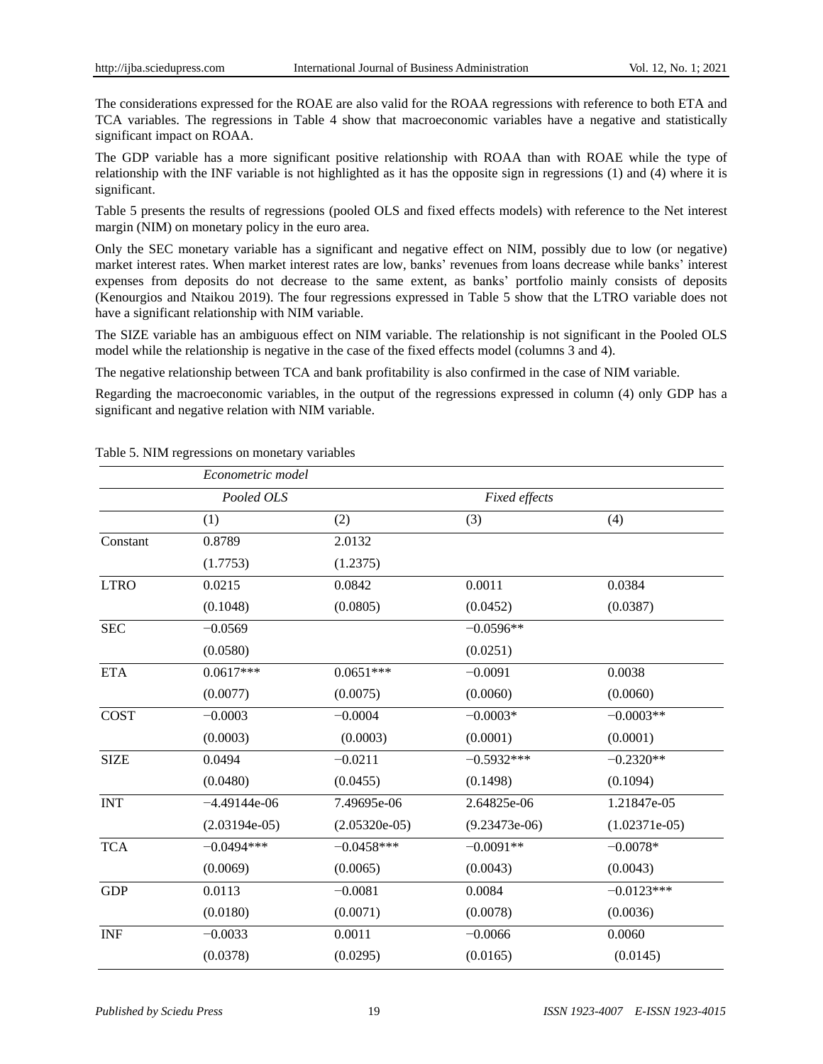The considerations expressed for the ROAE are also valid for the ROAA regressions with reference to both ETA and TCA variables. The regressions in Table 4 show that macroeconomic variables have a negative and statistically significant impact on ROAA.

The GDP variable has a more significant positive relationship with ROAA than with ROAE while the type of relationship with the INF variable is not highlighted as it has the opposite sign in regressions (1) and (4) where it is significant.

Table 5 presents the results of regressions (pooled OLS and fixed effects models) with reference to the Net interest margin (NIM) on monetary policy in the euro area.

Only the SEC monetary variable has a significant and negative effect on NIM, possibly due to low (or negative) market interest rates. When market interest rates are low, banks' revenues from loans decrease while banks' interest expenses from deposits do not decrease to the same extent, as banks' portfolio mainly consists of deposits (Kenourgios and Ntaikou 2019). The four regressions expressed in Table 5 show that the LTRO variable does not have a significant relationship with NIM variable.

The SIZE variable has an ambiguous effect on NIM variable. The relationship is not significant in the Pooled OLS model while the relationship is negative in the case of the fixed effects model (columns 3 and 4).

The negative relationship between TCA and bank profitability is also confirmed in the case of NIM variable.

Regarding the macroeconomic variables, in the output of the regressions expressed in column (4) only GDP has a significant and negative relation with NIM variable.

Table 5. NIM regressions on monetary variables

| | *Econometric model* | | | |
|---|---|---|---|---|
| | *Pooled OLS* | | *Fixed effects* | |
| | (1) | (2) | (3) | (4) |
| Constant | 0.8789 | 2.0132 | | |
| | (1.7753) | (1.2375) | | |
| LTRO | 0.0215 | 0.0842 | 0.0011 | 0.0384 |
| | (0.1048) | (0.0805) | (0.0452) | (0.0387) |
| SEC | −0.0569 | | −0.0596** | |
| | (0.0580) | | (0.0251) | |
| ETA | 0.0617*** | 0.0651*** | −0.0091 | 0.0038 |
| | (0.0077) | (0.0075) | (0.0060) | (0.0060) |
| COST | −0.0003 | −0.0004 | −0.0003* | −0.0003** |
| | (0.0003) | (0.0003) | (0.0001) | (0.0001) |
| SIZE | 0.0494 | −0.0211 | −0.5932*** | −0.2320** |
| | (0.0480) | (0.0455) | (0.1498) | (0.1094) |
| INT | −4.49144e-06 | 7.49695e-06 | 2.64825e-06 | 1.21847e-05 |
| | (2.03194e-05) | (2.05320e-05) | (9.23473e-06) | (1.02371e-05) |
| TCA | −0.0494*** | −0.0458*** | −0.0091** | −0.0078* |
| | (0.0069) | (0.0065) | (0.0043) | (0.0043) |
| GDP | 0.0113 | −0.0081 | 0.0084 | −0.0123*** |
| | (0.0180) | (0.0071) | (0.0078) | (0.0036) |
| INF | −0.0033 | 0.0011 | −0.0066 | 0.0060 |
| | (0.0378) | (0.0295) | (0.0165) | (0.0145) |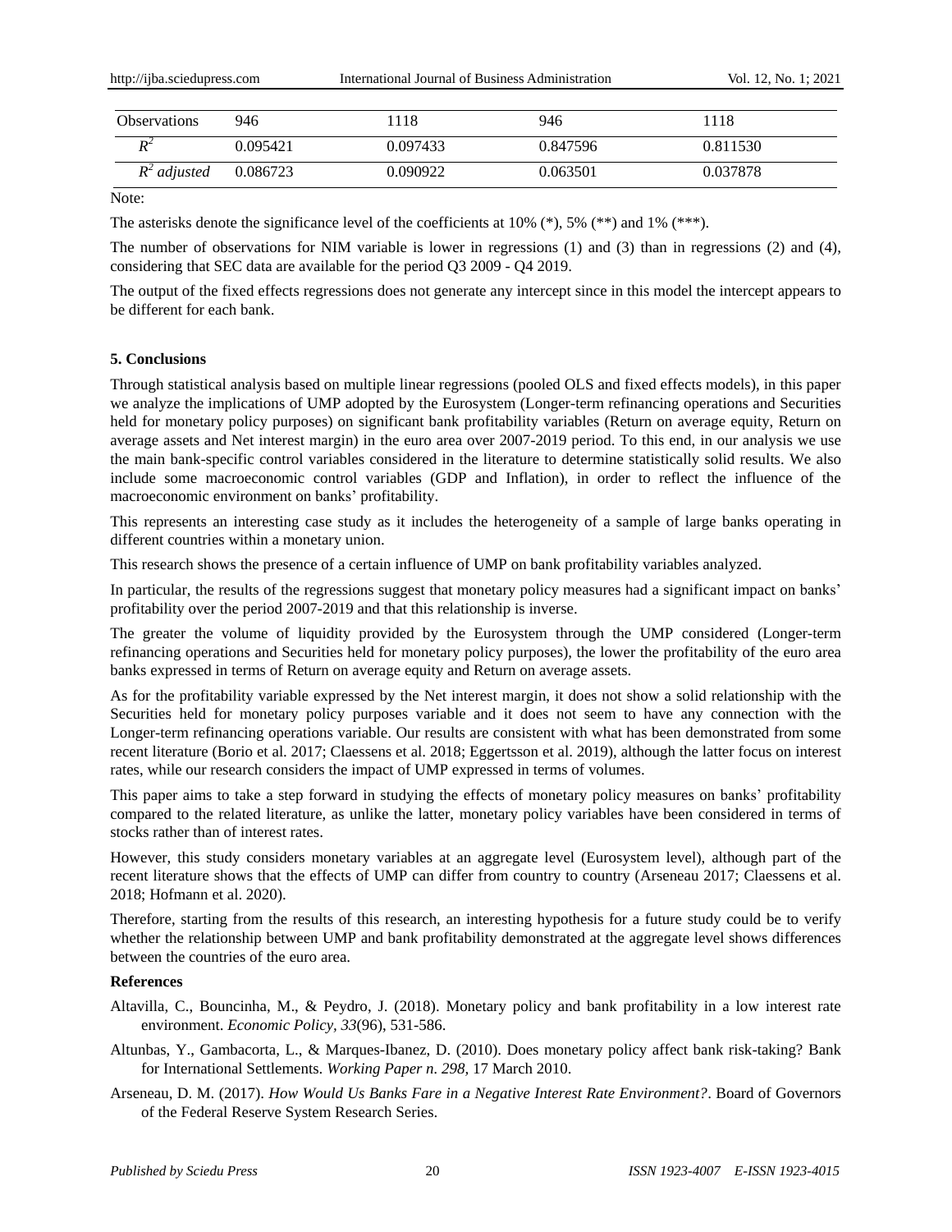| Observations | 946 | 1118 | 946 | 1118 |
|---|---|---|---|---|
| $R^2$ | 0.095421 | 0.097433 | 0.847596 | 0.811530 |
| $R^2$ *adjusted* | 0.086723 | 0.090922 | 0.063501 | 0.037878 |

Note:

The asterisks denote the significance level of the coefficients at 10% (*), 5% (**) and 1% (***).

The number of observations for NIM variable is lower in regressions (1) and (3) than in regressions (2) and (4), considering that SEC data are available for the period Q3 2009 - Q4 2019.

The output of the fixed effects regressions does not generate any intercept since in this model the intercept appears to be different for each bank.

## 5. Conclusions

Through statistical analysis based on multiple linear regressions (pooled OLS and fixed effects models), in this paper we analyze the implications of UMP adopted by the Eurosystem (Longer-term refinancing operations and Securities held for monetary policy purposes) on significant bank profitability variables (Return on average equity, Return on average assets and Net interest margin) in the euro area over 2007-2019 period. To this end, in our analysis we use the main bank-specific control variables considered in the literature to determine statistically solid results. We also include some macroeconomic control variables (GDP and Inflation), in order to reflect the influence of the macroeconomic environment on banks' profitability.

This represents an interesting case study as it includes the heterogeneity of a sample of large banks operating in different countries within a monetary union.

This research shows the presence of a certain influence of UMP on bank profitability variables analyzed.

In particular, the results of the regressions suggest that monetary policy measures had a significant impact on banks' profitability over the period 2007-2019 and that this relationship is inverse.

The greater the volume of liquidity provided by the Eurosystem through the UMP considered (Longer-term refinancing operations and Securities held for monetary policy purposes), the lower the profitability of the euro area banks expressed in terms of Return on average equity and Return on average assets.

As for the profitability variable expressed by the Net interest margin, it does not show a solid relationship with the Securities held for monetary policy purposes variable and it does not seem to have any connection with the Longer-term refinancing operations variable. Our results are consistent with what has been demonstrated from some recent literature (Borio et al. 2017; Claessens et al. 2018; Eggertsson et al. 2019), although the latter focus on interest rates, while our research considers the impact of UMP expressed in terms of volumes.

This paper aims to take a step forward in studying the effects of monetary policy measures on banks' profitability compared to the related literature, as unlike the latter, monetary policy variables have been considered in terms of stocks rather than of interest rates.

However, this study considers monetary variables at an aggregate level (Eurosystem level), although part of the recent literature shows that the effects of UMP can differ from country to country (Arseneau 2017; Claessens et al. 2018; Hofmann et al. 2020).

Therefore, starting from the results of this research, an interesting hypothesis for a future study could be to verify whether the relationship between UMP and bank profitability demonstrated at the aggregate level shows differences between the countries of the euro area.

## References

Altavilla, C., Bouncinha, M., & Peydro, J. (2018). Monetary policy and bank profitability in a low interest rate environment. *Economic Policy, 33*(96), 531-586.

Altunbas, Y., Gambacorta, L., & Marques-Ibanez, D. (2010). Does monetary policy affect bank risk-taking? Bank for International Settlements. *Working Paper n. 298,* 17 March 2010.

Arseneau, D. M. (2017). *How Would Us Banks Fare in a Negative Interest Rate Environment?*. Board of Governors of the Federal Reserve System Research Series.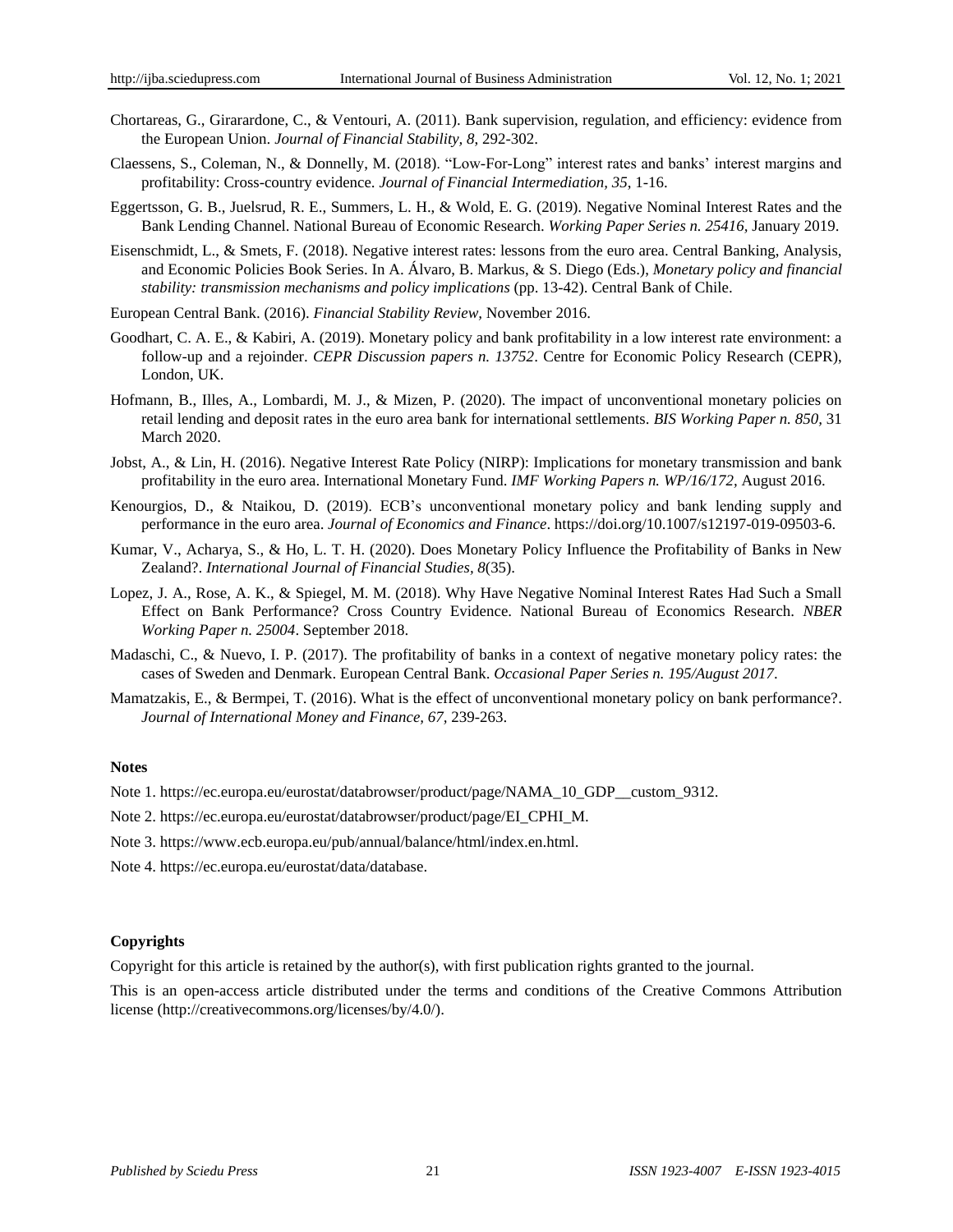Chortareas, G., Girarardone, C., & Ventouri, A. (2011). Bank supervision, regulation, and efficiency: evidence from the European Union. *Journal of Financial Stability, 8*, 292-302.

Claessens, S., Coleman, N., & Donnelly, M. (2018). "Low-For-Long" interest rates and banks' interest margins and profitability: Cross-country evidence. *Journal of Financial Intermediation, 35*, 1-16.

Eggertsson, G. B., Juelsrud, R. E., Summers, L. H., & Wold, E. G. (2019). Negative Nominal Interest Rates and the Bank Lending Channel. National Bureau of Economic Research. *Working Paper Series n. 25416*, January 2019.

Eisenschmidt, L., & Smets, F. (2018). Negative interest rates: lessons from the euro area. Central Banking, Analysis, and Economic Policies Book Series. In A. Álvaro, B. Markus, & S. Diego (Eds.), *Monetary policy and financial stability: transmission mechanisms and policy implications* (pp. 13-42). Central Bank of Chile.

European Central Bank. (2016). *Financial Stability Review*, November 2016.

Goodhart, C. A. E., & Kabiri, A. (2019). Monetary policy and bank profitability in a low interest rate environment: a follow-up and a rejoinder. *CEPR Discussion papers n. 13752*. Centre for Economic Policy Research (CEPR), London, UK.

Hofmann, B., Illes, A., Lombardi, M. J., & Mizen, P. (2020). The impact of unconventional monetary policies on retail lending and deposit rates in the euro area bank for international settlements. *BIS Working Paper n. 850*, 31 March 2020.

Jobst, A., & Lin, H. (2016). Negative Interest Rate Policy (NIRP): Implications for monetary transmission and bank profitability in the euro area. International Monetary Fund. *IMF Working Papers n. WP/16/172*, August 2016.

Kenourgios, D., & Ntaikou, D. (2019). ECB's unconventional monetary policy and bank lending supply and performance in the euro area. *Journal of Economics and Finance*. https://doi.org/10.1007/s12197-019-09503-6.

Kumar, V., Acharya, S., & Ho, L. T. H. (2020). Does Monetary Policy Influence the Profitability of Banks in New Zealand?. *International Journal of Financial Studies, 8*(35).

Lopez, J. A., Rose, A. K., & Spiegel, M. M. (2018). Why Have Negative Nominal Interest Rates Had Such a Small Effect on Bank Performance? Cross Country Evidence. National Bureau of Economics Research. *NBER Working Paper n. 25004*. September 2018.

Madaschi, C., & Nuevo, I. P. (2017). The profitability of banks in a context of negative monetary policy rates: the cases of Sweden and Denmark. European Central Bank. *Occasional Paper Series n. 195/August 2017*.

Mamatzakis, E., & Bermpei, T. (2016). What is the effect of unconventional monetary policy on bank performance?. *Journal of International Money and Finance, 67*, 239-263.

## Notes

Note 1. https://ec.europa.eu/eurostat/databrowser/product/page/NAMA_10_GDP__custom_9312.

Note 2. https://ec.europa.eu/eurostat/databrowser/product/page/EI_CPHI_M.

Note 3. https://www.ecb.europa.eu/pub/annual/balance/html/index.en.html.

Note 4. https://ec.europa.eu/eurostat/data/database.

## Copyrights

Copyright for this article is retained by the author(s), with first publication rights granted to the journal.

This is an open-access article distributed under the terms and conditions of the Creative Commons Attribution license (http://creativecommons.org/licenses/by/4.0/).